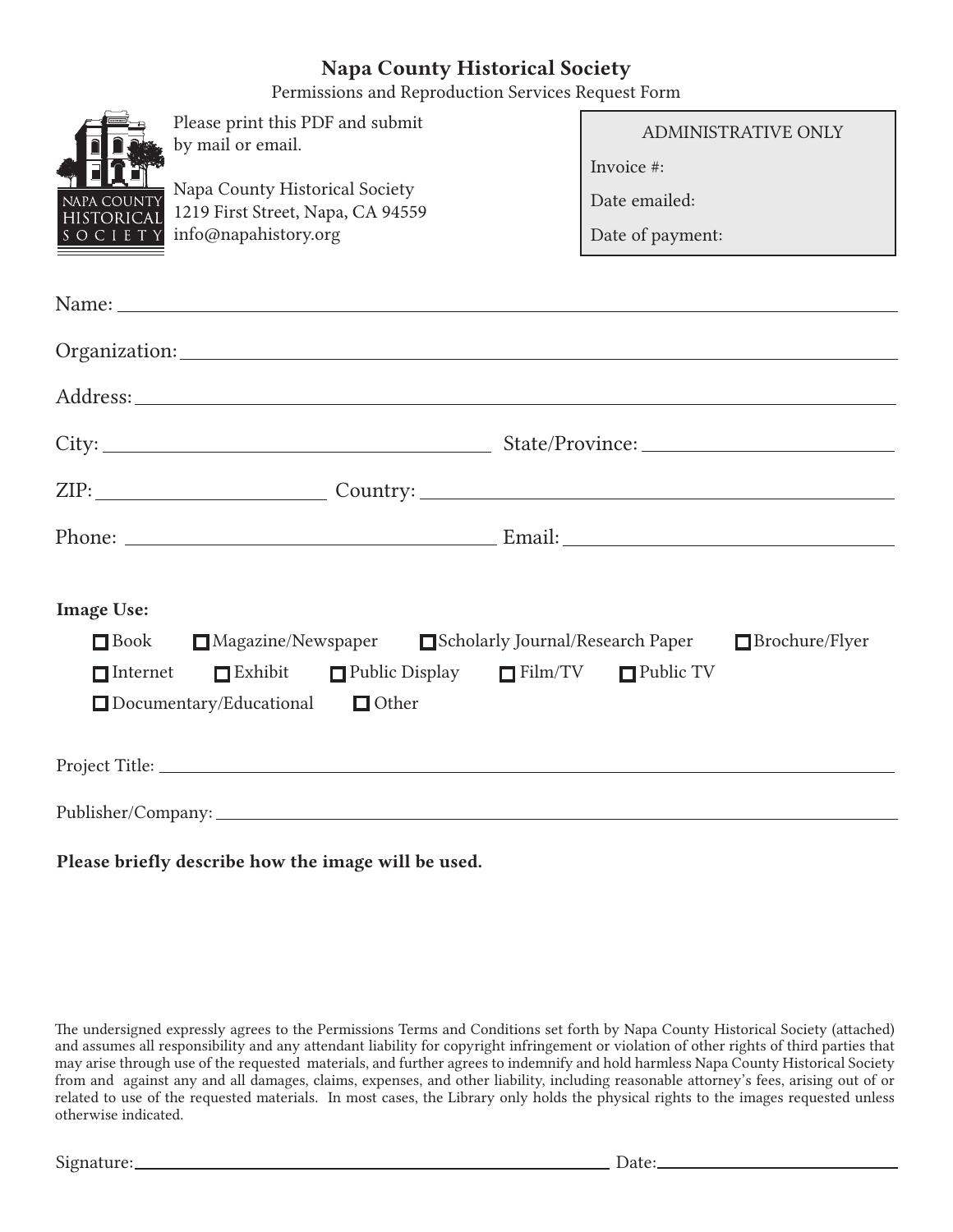# Napa County Historical Society

Permissions and Reproduction Services Request Form

Please print this PDF and submit by mail or email.

Napa County Historical Society
1219 First Street, Napa, CA 94559
info@napahistory.org

| ADMINISTRATIVE ONLY |
| --- |
| Invoice #: |
| Date emailed: |
| Date of payment: |

Name: ______________________________

Organization: ______________________________

Address: ______________________________

City: ______________________ State/Province: ______________________

ZIP: ______________ Country: ______________________

Phone: ______________________ Email: ______________________

**Image Use:**

- ☐ Book
- ☐ Magazine/Newspaper
- ☐ Scholarly Journal/Research Paper
- ☐ Brochure/Flyer
- ☐ Internet
- ☐ Exhibit
- ☐ Public Display
- ☐ Film/TV
- ☐ Public TV
- ☐ Documentary/Educational
- ☐ Other

Project Title: ______________________________

Publisher/Company: ______________________________

**Please briefly describe how the image will be used.**

The undersigned expressly agrees to the Permissions Terms and Conditions set forth by Napa County Historical Society (attached) and assumes all responsibility and any attendant liability for copyright infringement or violation of other rights of third parties that may arise through use of the requested materials, and further agrees to indemnify and hold harmless Napa County Historical Society from and against any and all damages, claims, expenses, and other liability, including reasonable attorney's fees, arising out of or related to use of the requested materials. In most cases, the Library only holds the physical rights to the images requested unless otherwise indicated.

Signature: ______________________________ Date: ______________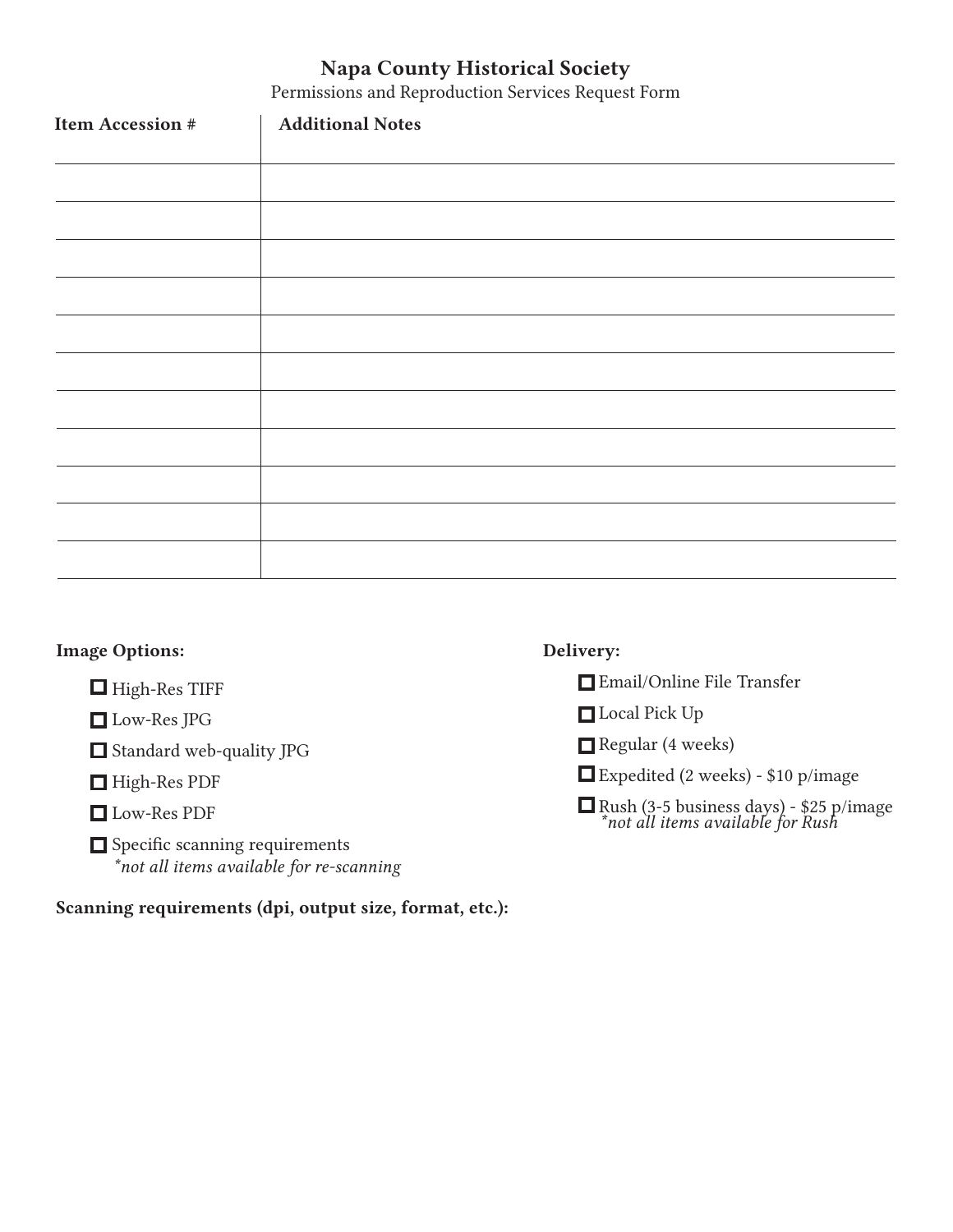# Napa County Historical Society

Permissions and Reproduction Services Request Form

| Item Accession # | Additional Notes |
| --- | --- |
| | |
| | |
| | |
| | |
| | |
| | |
| | |
| | |
| | |
| | |
| | |

**Image Options:**

- ☐ High-Res TIFF
- ☐ Low-Res JPG
- ☐ Standard web-quality JPG
- ☐ High-Res PDF
- ☐ Low-Res PDF
- ☐ Specific scanning requirements
  *\*not all items available for re-scanning*

**Delivery:**

- ☐ Email/Online File Transfer
- ☐ Local Pick Up
- ☐ Regular (4 weeks)
- ☐ Expedited (2 weeks) - $10 p/image
- ☐ Rush (3-5 business days) - $25 p/image
  *\*not all items available for Rush*

**Scanning requirements (dpi, output size, format, etc.):**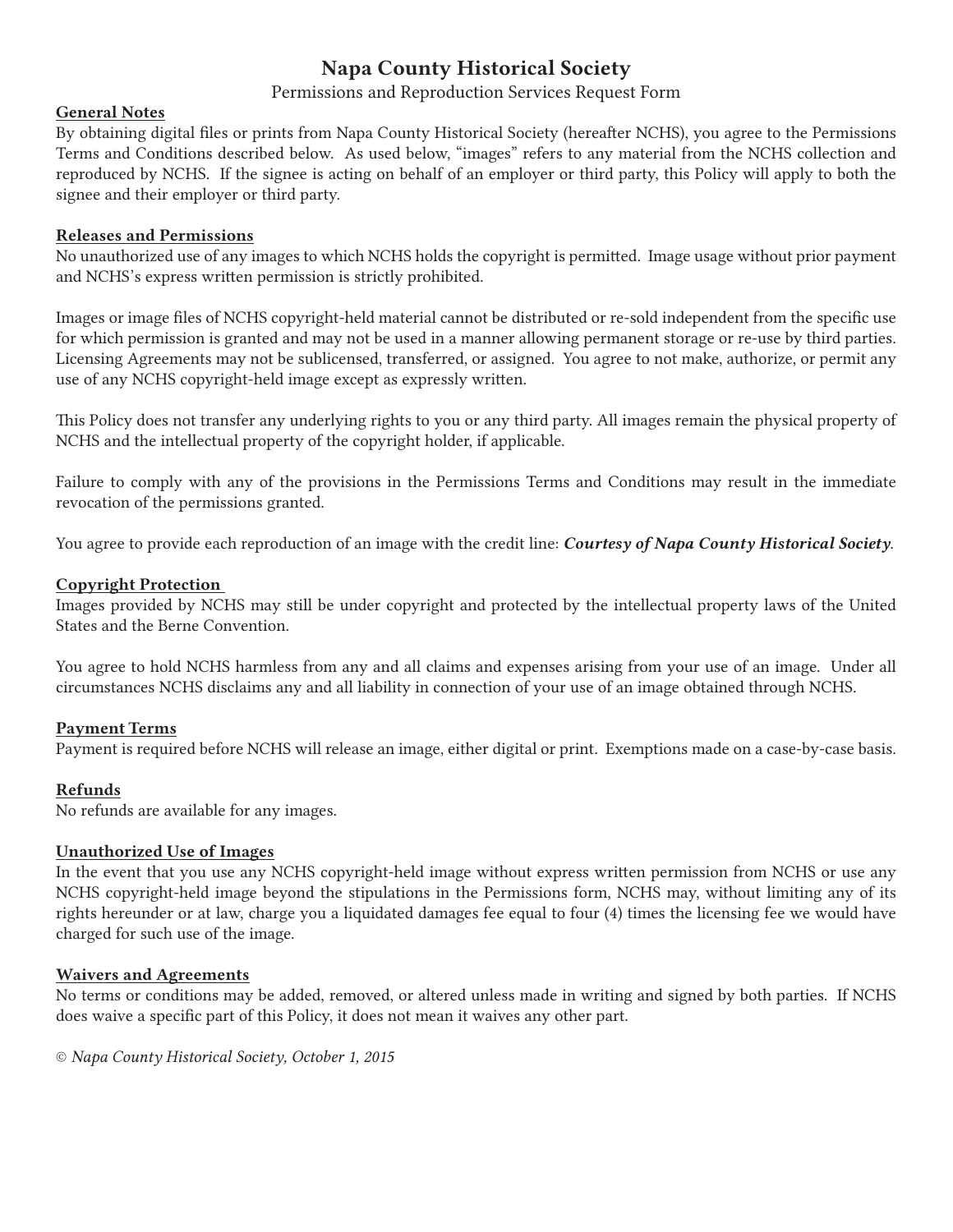# Napa County Historical Society

Permissions and Reproduction Services Request Form

## General Notes

By obtaining digital files or prints from Napa County Historical Society (hereafter NCHS), you agree to the Permissions Terms and Conditions described below. As used below, "images" refers to any material from the NCHS collection and reproduced by NCHS. If the signee is acting on behalf of an employer or third party, this Policy will apply to both the signee and their employer or third party.

## Releases and Permissions

No unauthorized use of any images to which NCHS holds the copyright is permitted. Image usage without prior payment and NCHS's express written permission is strictly prohibited.

Images or image files of NCHS copyright-held material cannot be distributed or re-sold independent from the specific use for which permission is granted and may not be used in a manner allowing permanent storage or re-use by third parties. Licensing Agreements may not be sublicensed, transferred, or assigned. You agree to not make, authorize, or permit any use of any NCHS copyright-held image except as expressly written.

This Policy does not transfer any underlying rights to you or any third party. All images remain the physical property of NCHS and the intellectual property of the copyright holder, if applicable.

Failure to comply with any of the provisions in the Permissions Terms and Conditions may result in the immediate revocation of the permissions granted.

You agree to provide each reproduction of an image with the credit line: ***Courtesy of Napa County Historical Society***.

## Copyright Protection

Images provided by NCHS may still be under copyright and protected by the intellectual property laws of the United States and the Berne Convention.

You agree to hold NCHS harmless from any and all claims and expenses arising from your use of an image. Under all circumstances NCHS disclaims any and all liability in connection of your use of an image obtained through NCHS.

## Payment Terms

Payment is required before NCHS will release an image, either digital or print. Exemptions made on a case-by-case basis.

## Refunds

No refunds are available for any images.

## Unauthorized Use of Images

In the event that you use any NCHS copyright-held image without express written permission from NCHS or use any NCHS copyright-held image beyond the stipulations in the Permissions form, NCHS may, without limiting any of its rights hereunder or at law, charge you a liquidated damages fee equal to four (4) times the licensing fee we would have charged for such use of the image.

## Waivers and Agreements

No terms or conditions may be added, removed, or altered unless made in writing and signed by both parties. If NCHS does waive a specific part of this Policy, it does not mean it waives any other part.

*© Napa County Historical Society, October 1, 2015*